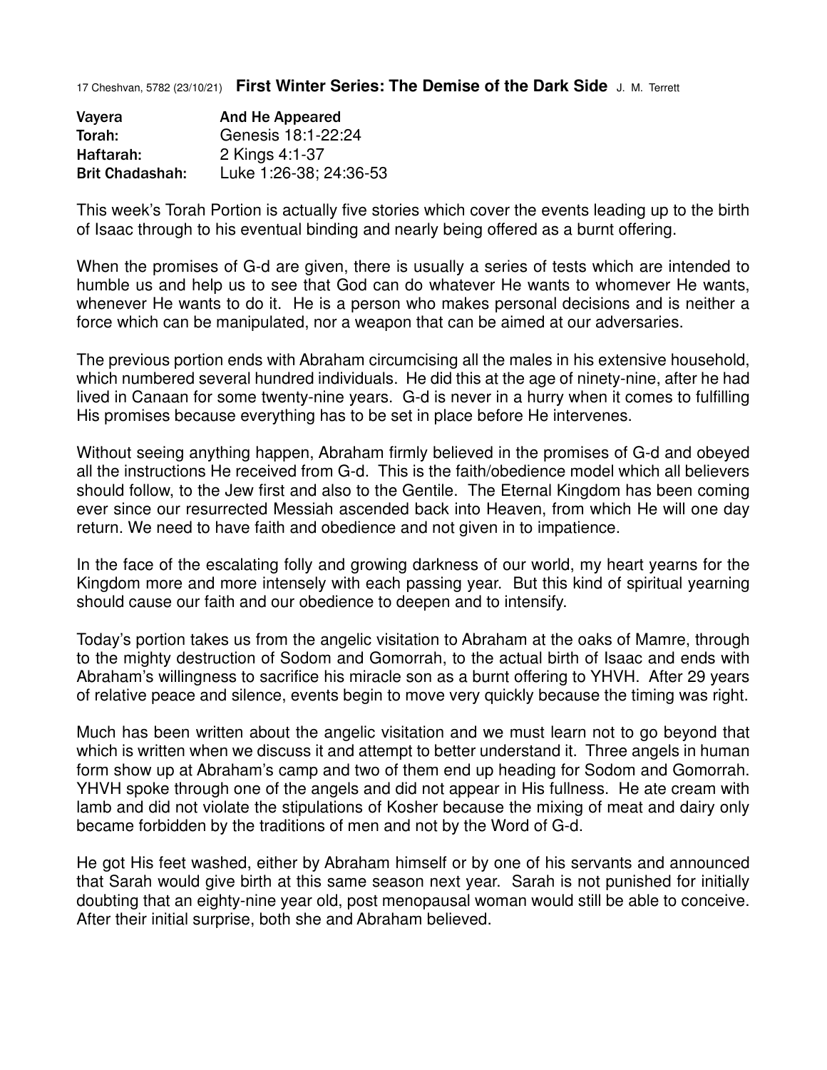17 Cheshvan, 5782 (23/10/21) **First Winter Series: The Demise of the Dark Side** J. M. Terrett

| | |
|---|---|
| **Vayera** | **And He Appeared** |
| **Torah:** | Genesis 18:1-22:24 |
| **Haftarah:** | 2 Kings 4:1-37 |
| **Brit Chadashah:** | Luke 1:26-38; 24:36-53 |

This week's Torah Portion is actually five stories which cover the events leading up to the birth of Isaac through to his eventual binding and nearly being offered as a burnt offering.

When the promises of G-d are given, there is usually a series of tests which are intended to humble us and help us to see that God can do whatever He wants to whomever He wants, whenever He wants to do it. He is a person who makes personal decisions and is neither a force which can be manipulated, nor a weapon that can be aimed at our adversaries.

The previous portion ends with Abraham circumcising all the males in his extensive household, which numbered several hundred individuals. He did this at the age of ninety-nine, after he had lived in Canaan for some twenty-nine years. G-d is never in a hurry when it comes to fulfilling His promises because everything has to be set in place before He intervenes.

Without seeing anything happen, Abraham firmly believed in the promises of G-d and obeyed all the instructions He received from G-d. This is the faith/obedience model which all believers should follow, to the Jew first and also to the Gentile. The Eternal Kingdom has been coming ever since our resurrected Messiah ascended back into Heaven, from which He will one day return. We need to have faith and obedience and not given in to impatience.

In the face of the escalating folly and growing darkness of our world, my heart yearns for the Kingdom more and more intensely with each passing year. But this kind of spiritual yearning should cause our faith and our obedience to deepen and to intensify.

Today's portion takes us from the angelic visitation to Abraham at the oaks of Mamre, through to the mighty destruction of Sodom and Gomorrah, to the actual birth of Isaac and ends with Abraham's willingness to sacrifice his miracle son as a burnt offering to YHVH. After 29 years of relative peace and silence, events begin to move very quickly because the timing was right.

Much has been written about the angelic visitation and we must learn not to go beyond that which is written when we discuss it and attempt to better understand it. Three angels in human form show up at Abraham's camp and two of them end up heading for Sodom and Gomorrah. YHVH spoke through one of the angels and did not appear in His fullness. He ate cream with lamb and did not violate the stipulations of Kosher because the mixing of meat and dairy only became forbidden by the traditions of men and not by the Word of G-d.

He got His feet washed, either by Abraham himself or by one of his servants and announced that Sarah would give birth at this same season next year. Sarah is not punished for initially doubting that an eighty-nine year old, post menopausal woman would still be able to conceive. After their initial surprise, both she and Abraham believed.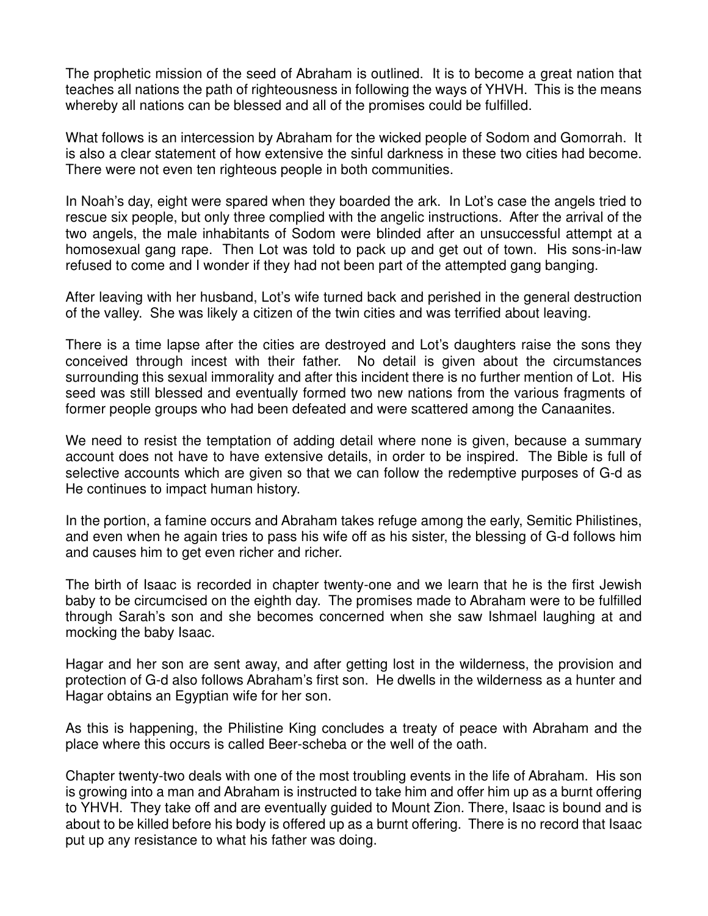The prophetic mission of the seed of Abraham is outlined. It is to become a great nation that teaches all nations the path of righteousness in following the ways of YHVH. This is the means whereby all nations can be blessed and all of the promises could be fulfilled.

What follows is an intercession by Abraham for the wicked people of Sodom and Gomorrah. It is also a clear statement of how extensive the sinful darkness in these two cities had become. There were not even ten righteous people in both communities.

In Noah's day, eight were spared when they boarded the ark. In Lot's case the angels tried to rescue six people, but only three complied with the angelic instructions. After the arrival of the two angels, the male inhabitants of Sodom were blinded after an unsuccessful attempt at a homosexual gang rape. Then Lot was told to pack up and get out of town. His sons-in-law refused to come and I wonder if they had not been part of the attempted gang banging.

After leaving with her husband, Lot's wife turned back and perished in the general destruction of the valley. She was likely a citizen of the twin cities and was terrified about leaving.

There is a time lapse after the cities are destroyed and Lot's daughters raise the sons they conceived through incest with their father. No detail is given about the circumstances surrounding this sexual immorality and after this incident there is no further mention of Lot. His seed was still blessed and eventually formed two new nations from the various fragments of former people groups who had been defeated and were scattered among the Canaanites.

We need to resist the temptation of adding detail where none is given, because a summary account does not have to have extensive details, in order to be inspired. The Bible is full of selective accounts which are given so that we can follow the redemptive purposes of G-d as He continues to impact human history.

In the portion, a famine occurs and Abraham takes refuge among the early, Semitic Philistines, and even when he again tries to pass his wife off as his sister, the blessing of G-d follows him and causes him to get even richer and richer.

The birth of Isaac is recorded in chapter twenty-one and we learn that he is the first Jewish baby to be circumcised on the eighth day. The promises made to Abraham were to be fulfilled through Sarah's son and she becomes concerned when she saw Ishmael laughing at and mocking the baby Isaac.

Hagar and her son are sent away, and after getting lost in the wilderness, the provision and protection of G-d also follows Abraham's first son. He dwells in the wilderness as a hunter and Hagar obtains an Egyptian wife for her son.

As this is happening, the Philistine King concludes a treaty of peace with Abraham and the place where this occurs is called Beer-scheba or the well of the oath.

Chapter twenty-two deals with one of the most troubling events in the life of Abraham. His son is growing into a man and Abraham is instructed to take him and offer him up as a burnt offering to YHVH. They take off and are eventually guided to Mount Zion. There, Isaac is bound and is about to be killed before his body is offered up as a burnt offering. There is no record that Isaac put up any resistance to what his father was doing.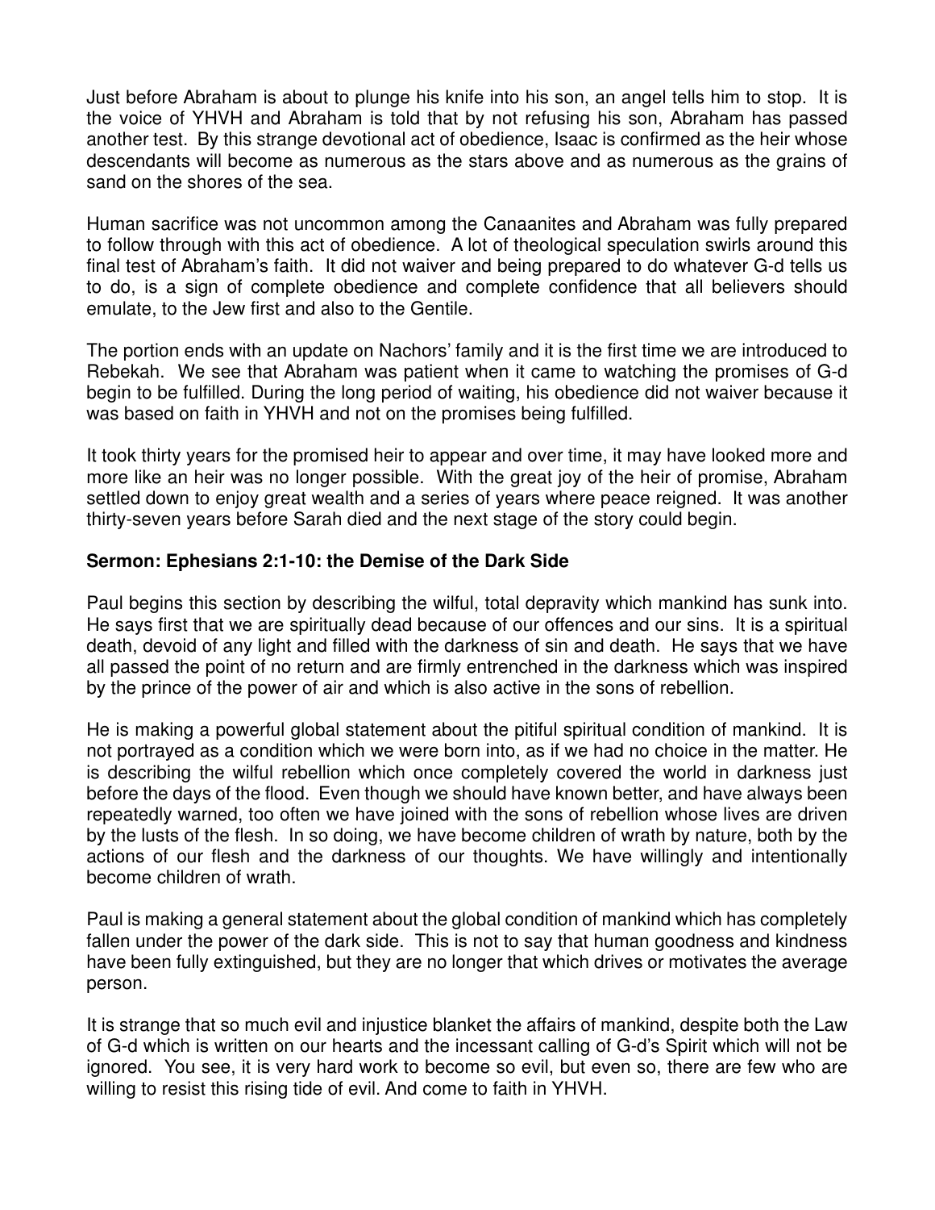Just before Abraham is about to plunge his knife into his son, an angel tells him to stop. It is the voice of YHVH and Abraham is told that by not refusing his son, Abraham has passed another test. By this strange devotional act of obedience, Isaac is confirmed as the heir whose descendants will become as numerous as the stars above and as numerous as the grains of sand on the shores of the sea.

Human sacrifice was not uncommon among the Canaanites and Abraham was fully prepared to follow through with this act of obedience. A lot of theological speculation swirls around this final test of Abraham's faith. It did not waiver and being prepared to do whatever G-d tells us to do, is a sign of complete obedience and complete confidence that all believers should emulate, to the Jew first and also to the Gentile.

The portion ends with an update on Nachors' family and it is the first time we are introduced to Rebekah. We see that Abraham was patient when it came to watching the promises of G-d begin to be fulfilled. During the long period of waiting, his obedience did not waiver because it was based on faith in YHVH and not on the promises being fulfilled.

It took thirty years for the promised heir to appear and over time, it may have looked more and more like an heir was no longer possible. With the great joy of the heir of promise, Abraham settled down to enjoy great wealth and a series of years where peace reigned. It was another thirty-seven years before Sarah died and the next stage of the story could begin.

**Sermon: Ephesians 2:1-10: the Demise of the Dark Side**

Paul begins this section by describing the wilful, total depravity which mankind has sunk into. He says first that we are spiritually dead because of our offences and our sins. It is a spiritual death, devoid of any light and filled with the darkness of sin and death. He says that we have all passed the point of no return and are firmly entrenched in the darkness which was inspired by the prince of the power of air and which is also active in the sons of rebellion.

He is making a powerful global statement about the pitiful spiritual condition of mankind. It is not portrayed as a condition which we were born into, as if we had no choice in the matter. He is describing the wilful rebellion which once completely covered the world in darkness just before the days of the flood. Even though we should have known better, and have always been repeatedly warned, too often we have joined with the sons of rebellion whose lives are driven by the lusts of the flesh. In so doing, we have become children of wrath by nature, both by the actions of our flesh and the darkness of our thoughts. We have willingly and intentionally become children of wrath.

Paul is making a general statement about the global condition of mankind which has completely fallen under the power of the dark side. This is not to say that human goodness and kindness have been fully extinguished, but they are no longer that which drives or motivates the average person.

It is strange that so much evil and injustice blanket the affairs of mankind, despite both the Law of G-d which is written on our hearts and the incessant calling of G-d's Spirit which will not be ignored. You see, it is very hard work to become so evil, but even so, there are few who are willing to resist this rising tide of evil. And come to faith in YHVH.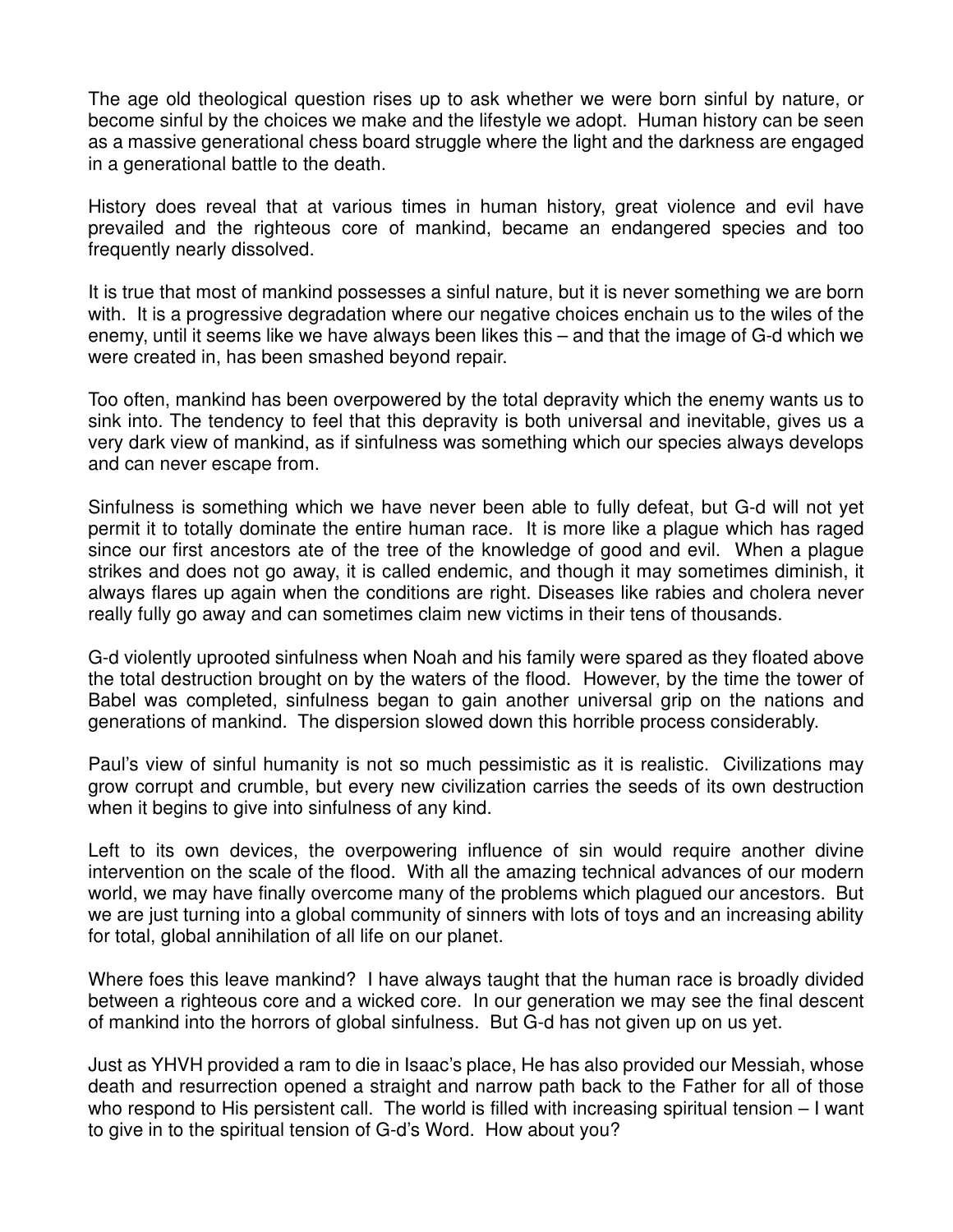The age old theological question rises up to ask whether we were born sinful by nature, or become sinful by the choices we make and the lifestyle we adopt. Human history can be seen as a massive generational chess board struggle where the light and the darkness are engaged in a generational battle to the death.

History does reveal that at various times in human history, great violence and evil have prevailed and the righteous core of mankind, became an endangered species and too frequently nearly dissolved.

It is true that most of mankind possesses a sinful nature, but it is never something we are born with. It is a progressive degradation where our negative choices enchain us to the wiles of the enemy, until it seems like we have always been likes this – and that the image of G-d which we were created in, has been smashed beyond repair.

Too often, mankind has been overpowered by the total depravity which the enemy wants us to sink into. The tendency to feel that this depravity is both universal and inevitable, gives us a very dark view of mankind, as if sinfulness was something which our species always develops and can never escape from.

Sinfulness is something which we have never been able to fully defeat, but G-d will not yet permit it to totally dominate the entire human race. It is more like a plague which has raged since our first ancestors ate of the tree of the knowledge of good and evil. When a plague strikes and does not go away, it is called endemic, and though it may sometimes diminish, it always flares up again when the conditions are right. Diseases like rabies and cholera never really fully go away and can sometimes claim new victims in their tens of thousands.

G-d violently uprooted sinfulness when Noah and his family were spared as they floated above the total destruction brought on by the waters of the flood. However, by the time the tower of Babel was completed, sinfulness began to gain another universal grip on the nations and generations of mankind. The dispersion slowed down this horrible process considerably.

Paul's view of sinful humanity is not so much pessimistic as it is realistic. Civilizations may grow corrupt and crumble, but every new civilization carries the seeds of its own destruction when it begins to give into sinfulness of any kind.

Left to its own devices, the overpowering influence of sin would require another divine intervention on the scale of the flood. With all the amazing technical advances of our modern world, we may have finally overcome many of the problems which plagued our ancestors. But we are just turning into a global community of sinners with lots of toys and an increasing ability for total, global annihilation of all life on our planet.

Where foes this leave mankind? I have always taught that the human race is broadly divided between a righteous core and a wicked core. In our generation we may see the final descent of mankind into the horrors of global sinfulness. But G-d has not given up on us yet.

Just as YHVH provided a ram to die in Isaac's place, He has also provided our Messiah, whose death and resurrection opened a straight and narrow path back to the Father for all of those who respond to His persistent call. The world is filled with increasing spiritual tension – I want to give in to the spiritual tension of G-d's Word. How about you?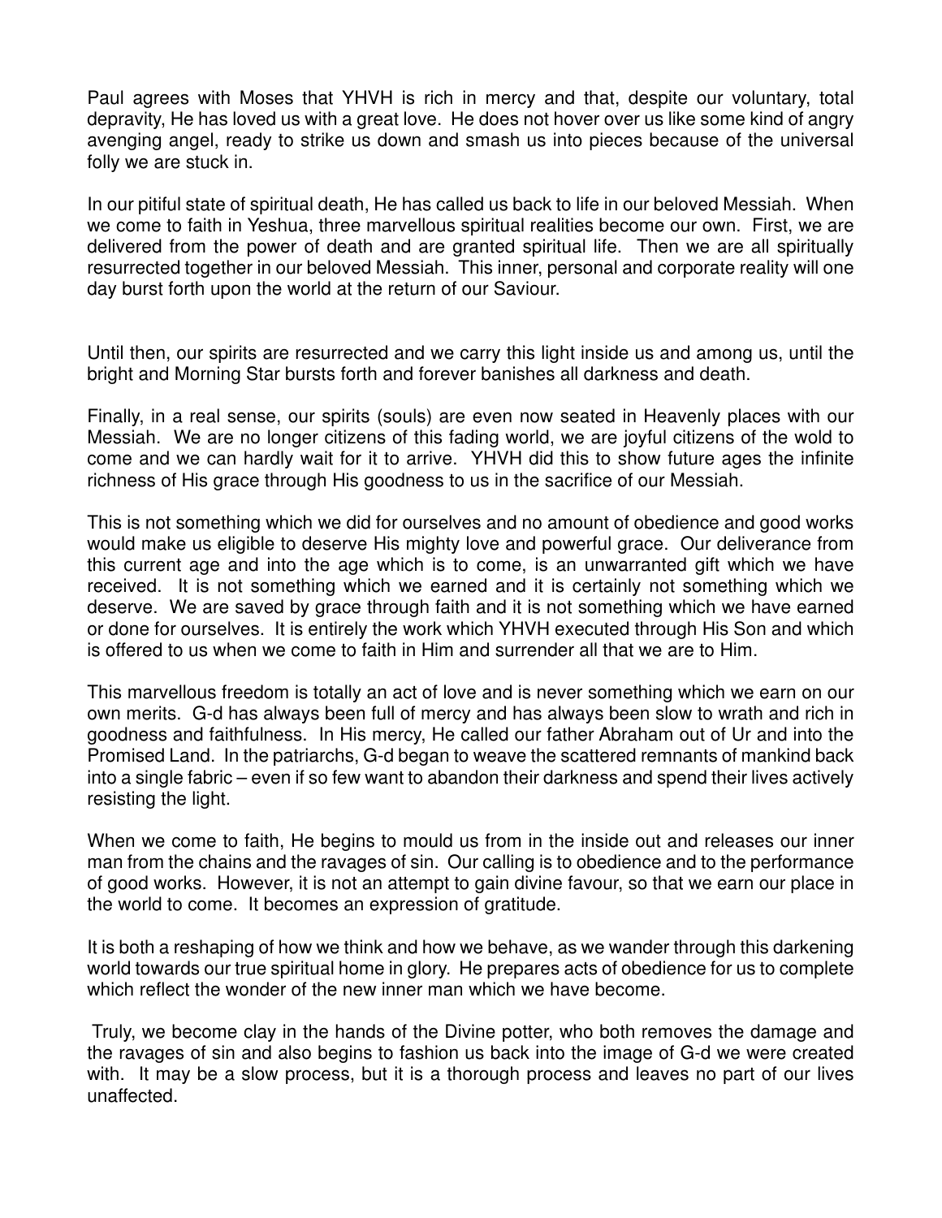Paul agrees with Moses that YHVH is rich in mercy and that, despite our voluntary, total depravity, He has loved us with a great love. He does not hover over us like some kind of angry avenging angel, ready to strike us down and smash us into pieces because of the universal folly we are stuck in.

In our pitiful state of spiritual death, He has called us back to life in our beloved Messiah. When we come to faith in Yeshua, three marvellous spiritual realities become our own. First, we are delivered from the power of death and are granted spiritual life. Then we are all spiritually resurrected together in our beloved Messiah. This inner, personal and corporate reality will one day burst forth upon the world at the return of our Saviour.

Until then, our spirits are resurrected and we carry this light inside us and among us, until the bright and Morning Star bursts forth and forever banishes all darkness and death.

Finally, in a real sense, our spirits (souls) are even now seated in Heavenly places with our Messiah. We are no longer citizens of this fading world, we are joyful citizens of the wold to come and we can hardly wait for it to arrive. YHVH did this to show future ages the infinite richness of His grace through His goodness to us in the sacrifice of our Messiah.

This is not something which we did for ourselves and no amount of obedience and good works would make us eligible to deserve His mighty love and powerful grace. Our deliverance from this current age and into the age which is to come, is an unwarranted gift which we have received. It is not something which we earned and it is certainly not something which we deserve. We are saved by grace through faith and it is not something which we have earned or done for ourselves. It is entirely the work which YHVH executed through His Son and which is offered to us when we come to faith in Him and surrender all that we are to Him.

This marvellous freedom is totally an act of love and is never something which we earn on our own merits. G-d has always been full of mercy and has always been slow to wrath and rich in goodness and faithfulness. In His mercy, He called our father Abraham out of Ur and into the Promised Land. In the patriarchs, G-d began to weave the scattered remnants of mankind back into a single fabric – even if so few want to abandon their darkness and spend their lives actively resisting the light.

When we come to faith, He begins to mould us from in the inside out and releases our inner man from the chains and the ravages of sin. Our calling is to obedience and to the performance of good works. However, it is not an attempt to gain divine favour, so that we earn our place in the world to come. It becomes an expression of gratitude.

It is both a reshaping of how we think and how we behave, as we wander through this darkening world towards our true spiritual home in glory. He prepares acts of obedience for us to complete which reflect the wonder of the new inner man which we have become.

Truly, we become clay in the hands of the Divine potter, who both removes the damage and the ravages of sin and also begins to fashion us back into the image of G-d we were created with. It may be a slow process, but it is a thorough process and leaves no part of our lives unaffected.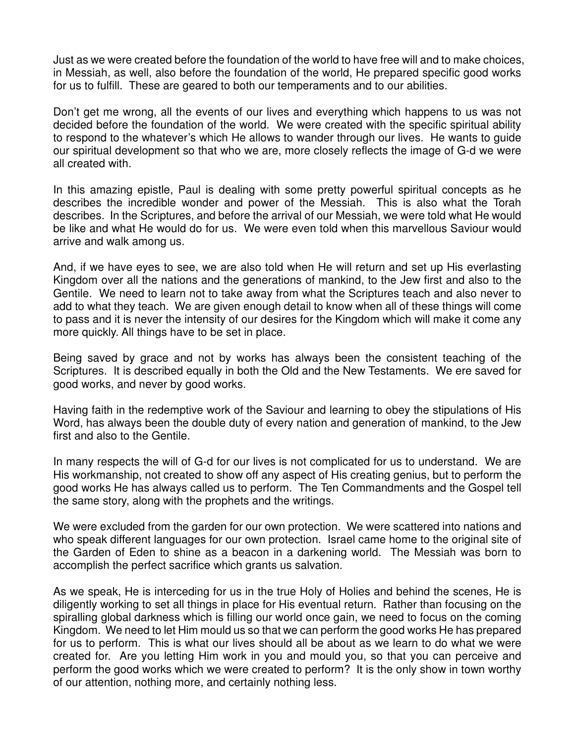Just as we were created before the foundation of the world to have free will and to make choices, in Messiah, as well, also before the foundation of the world, He prepared specific good works for us to fulfill. These are geared to both our temperaments and to our abilities.

Don't get me wrong, all the events of our lives and everything which happens to us was not decided before the foundation of the world. We were created with the specific spiritual ability to respond to the whatever's which He allows to wander through our lives. He wants to guide our spiritual development so that who we are, more closely reflects the image of G-d we were all created with.

In this amazing epistle, Paul is dealing with some pretty powerful spiritual concepts as he describes the incredible wonder and power of the Messiah. This is also what the Torah describes. In the Scriptures, and before the arrival of our Messiah, we were told what He would be like and what He would do for us. We were even told when this marvellous Saviour would arrive and walk among us.

And, if we have eyes to see, we are also told when He will return and set up His everlasting Kingdom over all the nations and the generations of mankind, to the Jew first and also to the Gentile. We need to learn not to take away from what the Scriptures teach and also never to add to what they teach. We are given enough detail to know when all of these things will come to pass and it is never the intensity of our desires for the Kingdom which will make it come any more quickly. All things have to be set in place.

Being saved by grace and not by works has always been the consistent teaching of the Scriptures. It is described equally in both the Old and the New Testaments. We ere saved for good works, and never by good works.

Having faith in the redemptive work of the Saviour and learning to obey the stipulations of His Word, has always been the double duty of every nation and generation of mankind, to the Jew first and also to the Gentile.

In many respects the will of G-d for our lives is not complicated for us to understand. We are His workmanship, not created to show off any aspect of His creating genius, but to perform the good works He has always called us to perform. The Ten Commandments and the Gospel tell the same story, along with the prophets and the writings.

We were excluded from the garden for our own protection. We were scattered into nations and who speak different languages for our own protection. Israel came home to the original site of the Garden of Eden to shine as a beacon in a darkening world. The Messiah was born to accomplish the perfect sacrifice which grants us salvation.

As we speak, He is interceding for us in the true Holy of Holies and behind the scenes, He is diligently working to set all things in place for His eventual return. Rather than focusing on the spiralling global darkness which is filling our world once gain, we need to focus on the coming Kingdom. We need to let Him mould us so that we can perform the good works He has prepared for us to perform. This is what our lives should all be about as we learn to do what we were created for. Are you letting Him work in you and mould you, so that you can perceive and perform the good works which we were created to perform? It is the only show in town worthy of our attention, nothing more, and certainly nothing less.